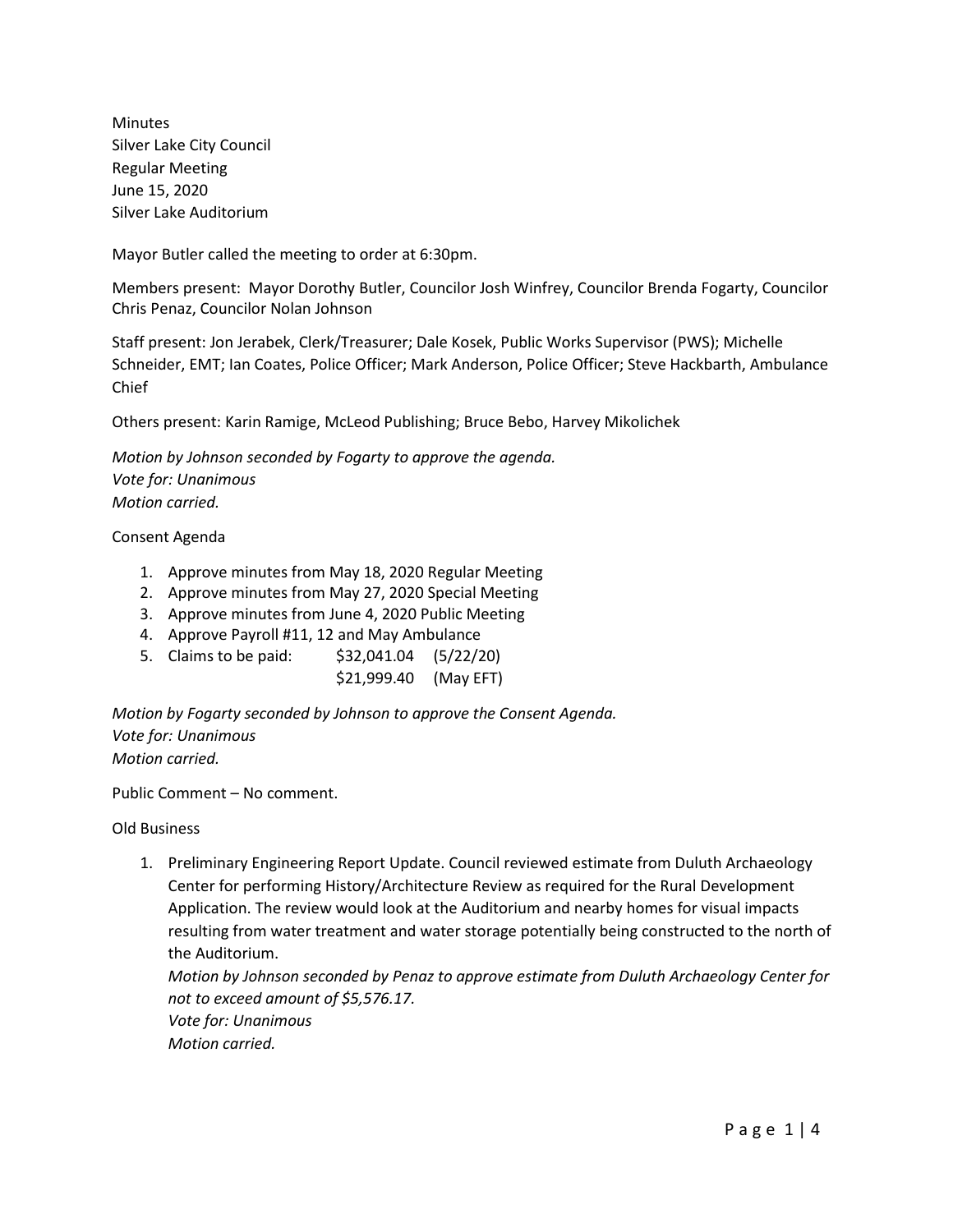Minutes
Silver Lake City Council
Regular Meeting
June 15, 2020
Silver Lake Auditorium

Mayor Butler called the meeting to order at 6:30pm.

Members present: Mayor Dorothy Butler, Councilor Josh Winfrey, Councilor Brenda Fogarty, Councilor Chris Penaz, Councilor Nolan Johnson

Staff present: Jon Jerabek, Clerk/Treasurer; Dale Kosek, Public Works Supervisor (PWS); Michelle Schneider, EMT; Ian Coates, Police Officer; Mark Anderson, Police Officer; Steve Hackbarth, Ambulance Chief

Others present: Karin Ramige, McLeod Publishing; Bruce Bebo, Harvey Mikolichek

*Motion by Johnson seconded by Fogarty to approve the agenda.*
*Vote for: Unanimous*
*Motion carried.*

Consent Agenda

1. Approve minutes from May 18, 2020 Regular Meeting
2. Approve minutes from May 27, 2020 Special Meeting
3. Approve minutes from June 4, 2020 Public Meeting
4. Approve Payroll #11, 12 and May Ambulance
5. Claims to be paid: $32,041.04 (5/22/20)
   $21,999.40 (May EFT)

*Motion by Fogarty seconded by Johnson to approve the Consent Agenda.*
*Vote for: Unanimous*
*Motion carried.*

Public Comment – No comment.

Old Business

1. Preliminary Engineering Report Update. Council reviewed estimate from Duluth Archaeology Center for performing History/Architecture Review as required for the Rural Development Application. The review would look at the Auditorium and nearby homes for visual impacts resulting from water treatment and water storage potentially being constructed to the north of the Auditorium.
   *Motion by Johnson seconded by Penaz to approve estimate from Duluth Archaeology Center for not to exceed amount of $5,576.17.*
   *Vote for: Unanimous*
   *Motion carried.*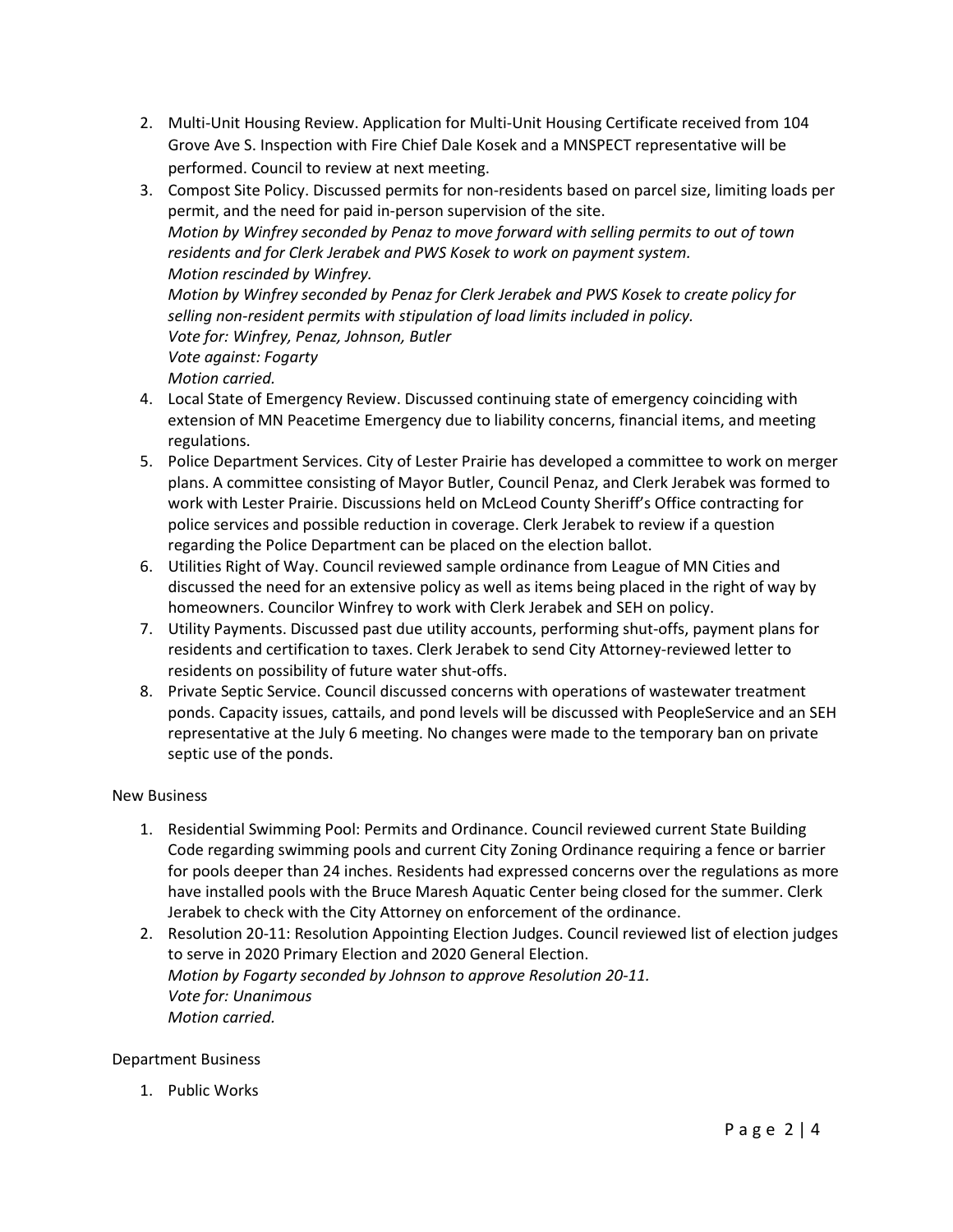2. Multi-Unit Housing Review. Application for Multi-Unit Housing Certificate received from 104 Grove Ave S. Inspection with Fire Chief Dale Kosek and a MNSPECT representative will be performed. Council to review at next meeting.
3. Compost Site Policy. Discussed permits for non-residents based on parcel size, limiting loads per permit, and the need for paid in-person supervision of the site.
   *Motion by Winfrey seconded by Penaz to move forward with selling permits to out of town residents and for Clerk Jerabek and PWS Kosek to work on payment system.*
   *Motion rescinded by Winfrey.*
   *Motion by Winfrey seconded by Penaz for Clerk Jerabek and PWS Kosek to create policy for selling non-resident permits with stipulation of load limits included in policy.*
   *Vote for: Winfrey, Penaz, Johnson, Butler*
   *Vote against: Fogarty*
   *Motion carried.*
4. Local State of Emergency Review. Discussed continuing state of emergency coinciding with extension of MN Peacetime Emergency due to liability concerns, financial items, and meeting regulations.
5. Police Department Services. City of Lester Prairie has developed a committee to work on merger plans. A committee consisting of Mayor Butler, Council Penaz, and Clerk Jerabek was formed to work with Lester Prairie. Discussions held on McLeod County Sheriff's Office contracting for police services and possible reduction in coverage. Clerk Jerabek to review if a question regarding the Police Department can be placed on the election ballot.
6. Utilities Right of Way. Council reviewed sample ordinance from League of MN Cities and discussed the need for an extensive policy as well as items being placed in the right of way by homeowners. Councilor Winfrey to work with Clerk Jerabek and SEH on policy.
7. Utility Payments. Discussed past due utility accounts, performing shut-offs, payment plans for residents and certification to taxes. Clerk Jerabek to send City Attorney-reviewed letter to residents on possibility of future water shut-offs.
8. Private Septic Service. Council discussed concerns with operations of wastewater treatment ponds. Capacity issues, cattails, and pond levels will be discussed with PeopleService and an SEH representative at the July 6 meeting. No changes were made to the temporary ban on private septic use of the ponds.

New Business

1. Residential Swimming Pool: Permits and Ordinance. Council reviewed current State Building Code regarding swimming pools and current City Zoning Ordinance requiring a fence or barrier for pools deeper than 24 inches. Residents had expressed concerns over the regulations as more have installed pools with the Bruce Maresh Aquatic Center being closed for the summer. Clerk Jerabek to check with the City Attorney on enforcement of the ordinance.
2. Resolution 20-11: Resolution Appointing Election Judges. Council reviewed list of election judges to serve in 2020 Primary Election and 2020 General Election.
   *Motion by Fogarty seconded by Johnson to approve Resolution 20-11.*
   *Vote for: Unanimous*
   *Motion carried.*

Department Business

1. Public Works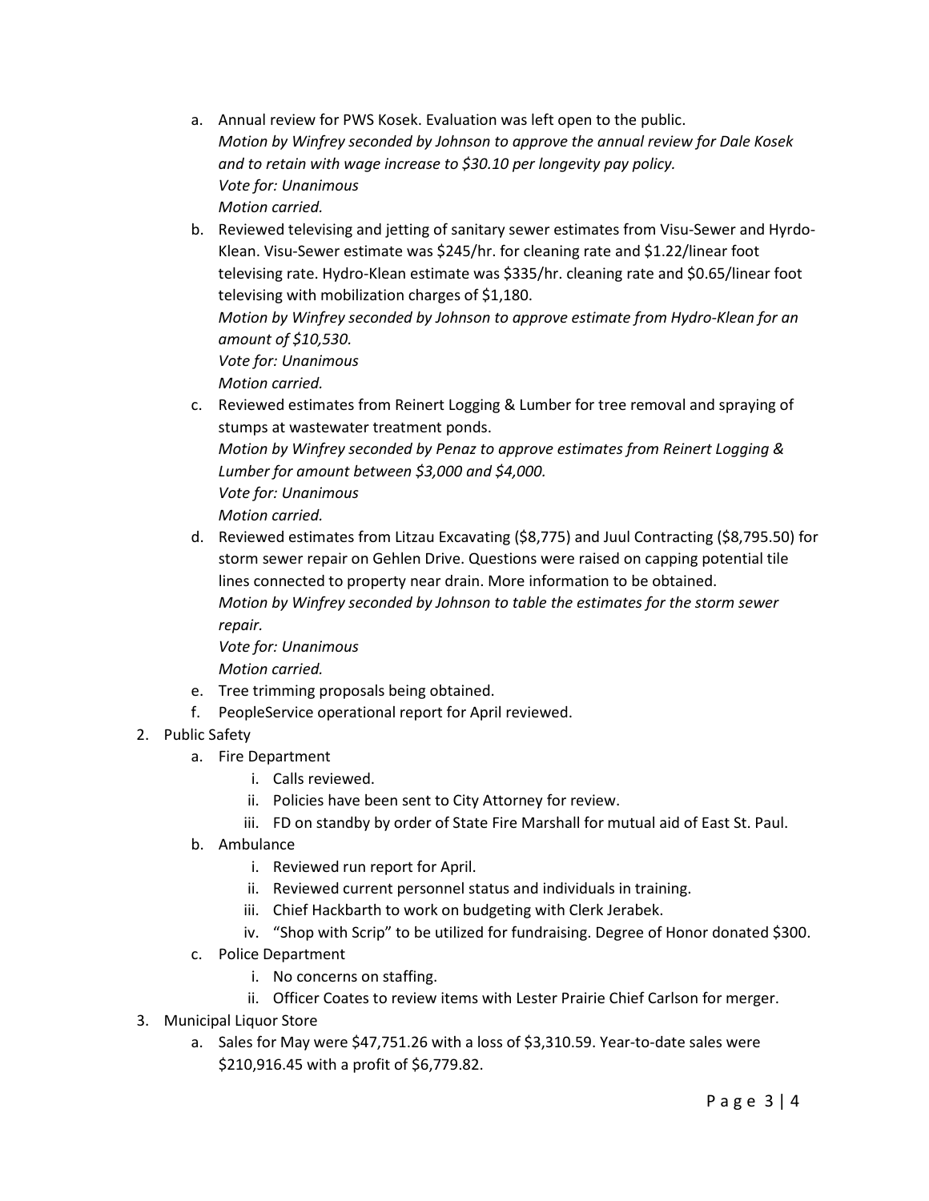a. Annual review for PWS Kosek. Evaluation was left open to the public.
   *Motion by Winfrey seconded by Johnson to approve the annual review for Dale Kosek and to retain with wage increase to $30.10 per longevity pay policy.*
   *Vote for: Unanimous*
   *Motion carried.*
b. Reviewed televising and jetting of sanitary sewer estimates from Visu-Sewer and Hyrdo-Klean. Visu-Sewer estimate was $245/hr. for cleaning rate and $1.22/linear foot televising rate. Hydro-Klean estimate was $335/hr. cleaning rate and $0.65/linear foot televising with mobilization charges of $1,180.
   *Motion by Winfrey seconded by Johnson to approve estimate from Hydro-Klean for an amount of $10,530.*
   *Vote for: Unanimous*
   *Motion carried.*
c. Reviewed estimates from Reinert Logging & Lumber for tree removal and spraying of stumps at wastewater treatment ponds.
   *Motion by Winfrey seconded by Penaz to approve estimates from Reinert Logging & Lumber for amount between $3,000 and $4,000.*
   *Vote for: Unanimous*
   *Motion carried.*
d. Reviewed estimates from Litzau Excavating ($8,775) and Juul Contracting ($8,795.50) for storm sewer repair on Gehlen Drive. Questions were raised on capping potential tile lines connected to property near drain. More information to be obtained.
   *Motion by Winfrey seconded by Johnson to table the estimates for the storm sewer repair.*
   *Vote for: Unanimous*
   *Motion carried.*
e. Tree trimming proposals being obtained.
f. PeopleService operational report for April reviewed.

2. Public Safety
   a. Fire Department
      i. Calls reviewed.
      ii. Policies have been sent to City Attorney for review.
      iii. FD on standby by order of State Fire Marshall for mutual aid of East St. Paul.
   b. Ambulance
      i. Reviewed run report for April.
      ii. Reviewed current personnel status and individuals in training.
      iii. Chief Hackbarth to work on budgeting with Clerk Jerabek.
      iv. "Shop with Scrip" to be utilized for fundraising. Degree of Honor donated $300.
   c. Police Department
      i. No concerns on staffing.
      ii. Officer Coates to review items with Lester Prairie Chief Carlson for merger.
3. Municipal Liquor Store
   a. Sales for May were $47,751.26 with a loss of $3,310.59. Year-to-date sales were $210,916.45 with a profit of $6,779.82.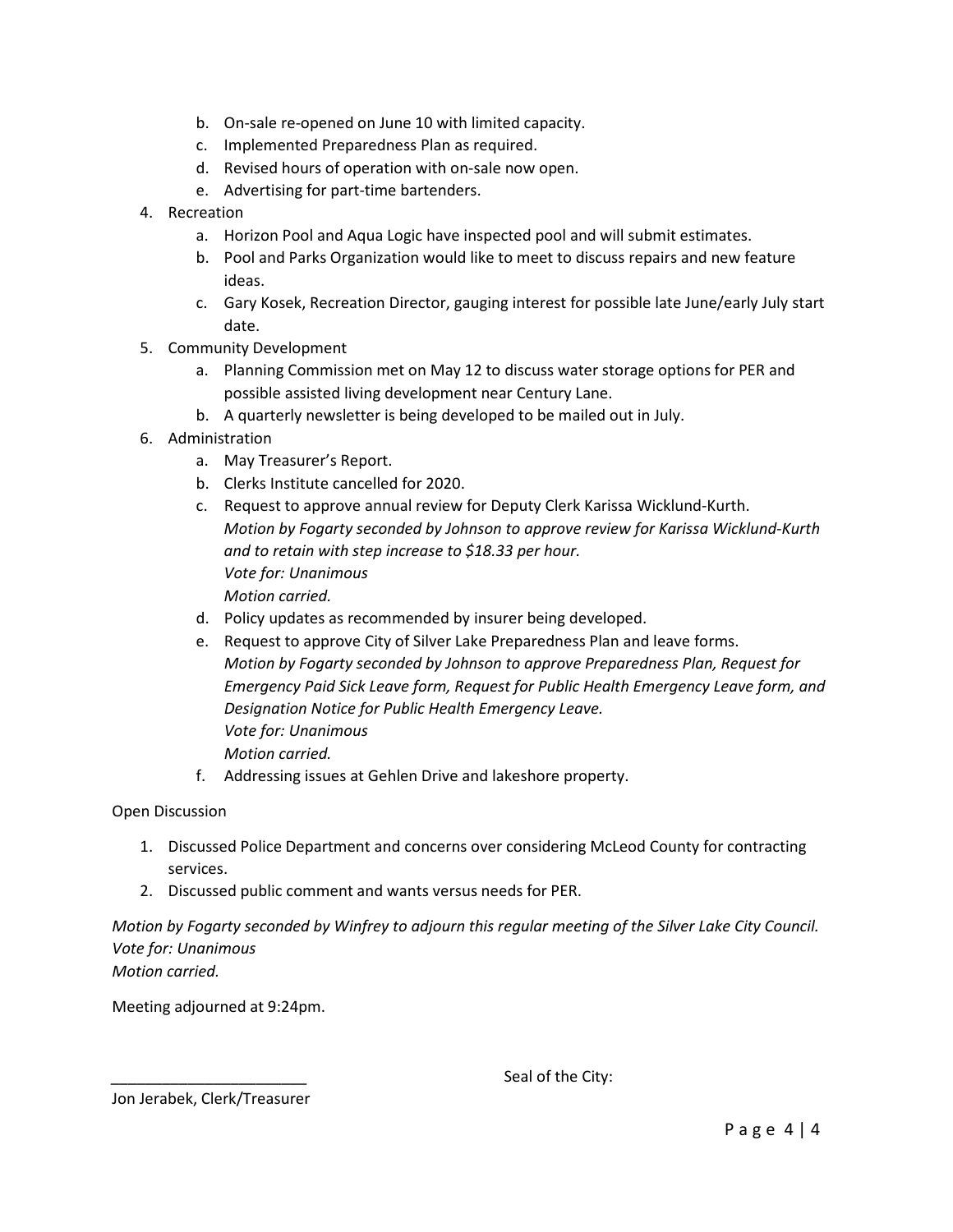b. On-sale re-opened on June 10 with limited capacity.
   c. Implemented Preparedness Plan as required.
   d. Revised hours of operation with on-sale now open.
   e. Advertising for part-time bartenders.

4. Recreation
   a. Horizon Pool and Aqua Logic have inspected pool and will submit estimates.
   b. Pool and Parks Organization would like to meet to discuss repairs and new feature ideas.
   c. Gary Kosek, Recreation Director, gauging interest for possible late June/early July start date.
5. Community Development
   a. Planning Commission met on May 12 to discuss water storage options for PER and possible assisted living development near Century Lane.
   b. A quarterly newsletter is being developed to be mailed out in July.
6. Administration
   a. May Treasurer's Report.
   b. Clerks Institute cancelled for 2020.
   c. Request to approve annual review for Deputy Clerk Karissa Wicklund-Kurth.
      *Motion by Fogarty seconded by Johnson to approve review for Karissa Wicklund-Kurth and to retain with step increase to $18.33 per hour.*
      *Vote for: Unanimous*
      *Motion carried.*
   d. Policy updates as recommended by insurer being developed.
   e. Request to approve City of Silver Lake Preparedness Plan and leave forms.
      *Motion by Fogarty seconded by Johnson to approve Preparedness Plan, Request for Emergency Paid Sick Leave form, Request for Public Health Emergency Leave form, and Designation Notice for Public Health Emergency Leave.*
      *Vote for: Unanimous*
      *Motion carried.*
   f. Addressing issues at Gehlen Drive and lakeshore property.

Open Discussion

1. Discussed Police Department and concerns over considering McLeod County for contracting services.
2. Discussed public comment and wants versus needs for PER.

*Motion by Fogarty seconded by Winfrey to adjourn this regular meeting of the Silver Lake City Council.*
*Vote for: Unanimous*
*Motion carried.*

Meeting adjourned at 9:24pm.

_______________________

Jon Jerabek, Clerk/Treasurer

Seal of the City: